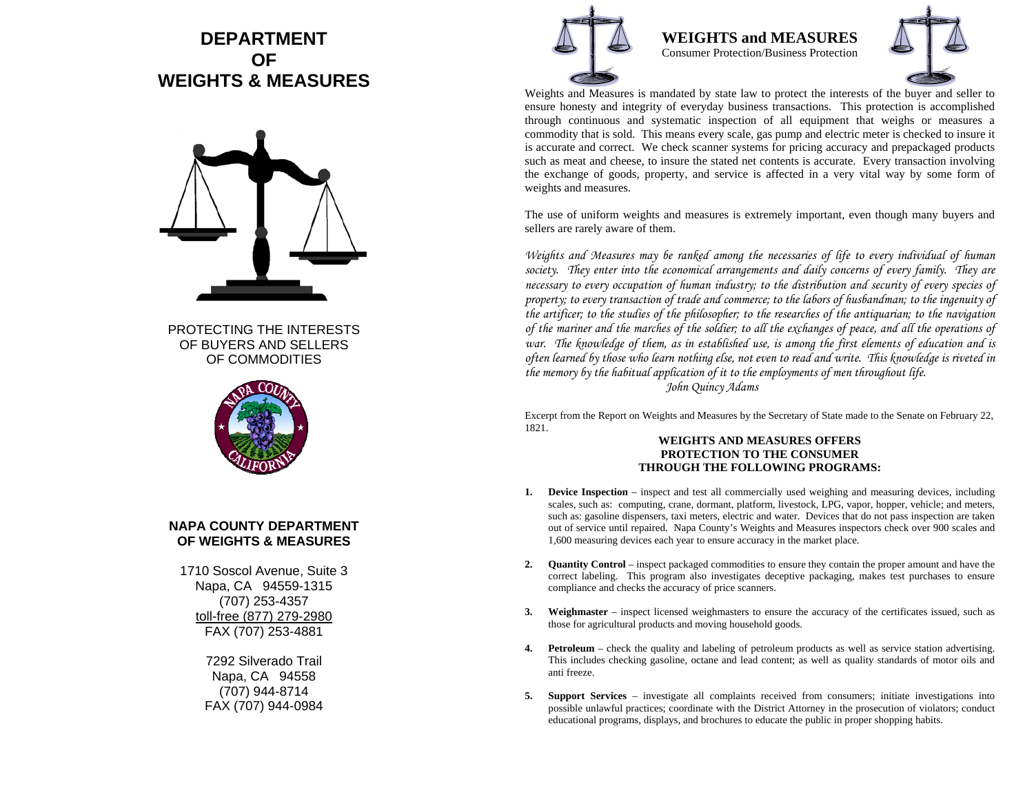# DEPARTMENT OF WEIGHTS & MEASURES

PROTECTING THE INTERESTS OF BUYERS AND SELLERS OF COMMODITIES

**NAPA COUNTY DEPARTMENT OF WEIGHTS & MEASURES**

1710 Soscol Avenue, Suite 3
Napa, CA 94559-1315
(707) 253-4357
toll-free (877) 279-2980
FAX (707) 253-4881

7292 Silverado Trail
Napa, CA 94558
(707) 944-8714
FAX (707) 944-0984

## WEIGHTS and MEASURES

Consumer Protection/Business Protection

Weights and Measures is mandated by state law to protect the interests of the buyer and seller to ensure honesty and integrity of everyday business transactions. This protection is accomplished through continuous and systematic inspection of all equipment that weighs or measures a commodity that is sold. This means every scale, gas pump and electric meter is checked to insure it is accurate and correct. We check scanner systems for pricing accuracy and prepackaged products such as meat and cheese, to insure the stated net contents is accurate. Every transaction involving the exchange of goods, property, and service is affected in a very vital way by some form of weights and measures.

The use of uniform weights and measures is extremely important, even though many buyers and sellers are rarely aware of them.

*Weights and Measures may be ranked among the necessaries of life to every individual of human society. They enter into the economical arrangements and daily concerns of every family. They are necessary to every occupation of human industry; to the distribution and security of every species of property; to every transaction of trade and commerce; to the labors of husbandman; to the ingenuity of the artificer; to the studies of the philosopher; to the researches of the antiquarian; to the navigation of the mariner and the marches of the soldier; to all the exchanges of peace, and all the operations of war. The knowledge of them, as in established use, is among the first elements of education and is often learned by those who learn nothing else, not even to read and write. This knowledge is riveted in the memory by the habitual application of it to the employments of men throughout life.*

*John Quincy Adams*

Excerpt from the Report on Weights and Measures by the Secretary of State made to the Senate on February 22, 1821.

### WEIGHTS AND MEASURES OFFERS PROTECTION TO THE CONSUMER THROUGH THE FOLLOWING PROGRAMS:

1. **Device Inspection** – inspect and test all commercially used weighing and measuring devices, including scales, such as: computing, crane, dormant, platform, livestock, LPG, vapor, hopper, vehicle; and meters, such as: gasoline dispensers, taxi meters, electric and water. Devices that do not pass inspection are taken out of service until repaired. Napa County's Weights and Measures inspectors check over 900 scales and 1,600 measuring devices each year to ensure accuracy in the market place.

2. **Quantity Control** – inspect packaged commodities to ensure they contain the proper amount and have the correct labeling. This program also investigates deceptive packaging, makes test purchases to ensure compliance and checks the accuracy of price scanners.

3. **Weighmaster** – inspect licensed weighmasters to ensure the accuracy of the certificates issued, such as those for agricultural products and moving household goods.

4. **Petroleum** – check the quality and labeling of petroleum products as well as service station advertising. This includes checking gasoline, octane and lead content; as well as quality standards of motor oils and anti freeze.

5. **Support Services** – investigate all complaints received from consumers; initiate investigations into possible unlawful practices; coordinate with the District Attorney in the prosecution of violators; conduct educational programs, displays, and brochures to educate the public in proper shopping habits.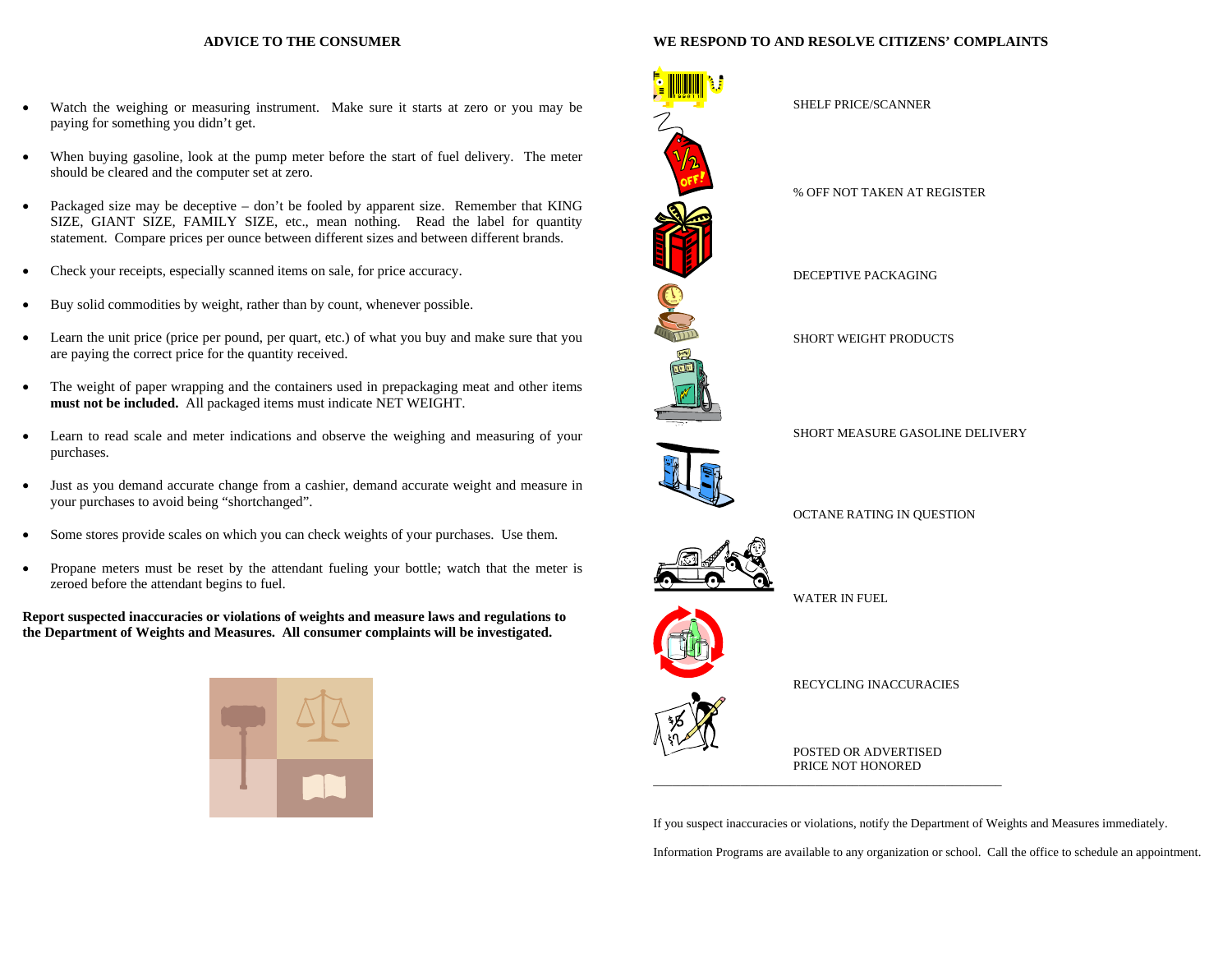## ADVICE TO THE CONSUMER

- Watch the weighing or measuring instrument. Make sure it starts at zero or you may be paying for something you didn't get.
- When buying gasoline, look at the pump meter before the start of fuel delivery. The meter should be cleared and the computer set at zero.
- Packaged size may be deceptive – don't be fooled by apparent size. Remember that KING SIZE, GIANT SIZE, FAMILY SIZE, etc., mean nothing. Read the label for quantity statement. Compare prices per ounce between different sizes and between different brands.
- Check your receipts, especially scanned items on sale, for price accuracy.
- Buy solid commodities by weight, rather than by count, whenever possible.
- Learn the unit price (price per pound, per quart, etc.) of what you buy and make sure that you are paying the correct price for the quantity received.
- The weight of paper wrapping and the containers used in prepackaging meat and other items **must not be included.** All packaged items must indicate NET WEIGHT.
- Learn to read scale and meter indications and observe the weighing and measuring of your purchases.
- Just as you demand accurate change from a cashier, demand accurate weight and measure in your purchases to avoid being "shortchanged".
- Some stores provide scales on which you can check weights of your purchases. Use them.
- Propane meters must be reset by the attendant fueling your bottle; watch that the meter is zeroed before the attendant begins to fuel.

**Report suspected inaccuracies or violations of weights and measure laws and regulations to the Department of Weights and Measures. All consumer complaints will be investigated.**

## WE RESPOND TO AND RESOLVE CITIZENS' COMPLAINTS

SHELF PRICE/SCANNER

% OFF NOT TAKEN AT REGISTER

DECEPTIVE PACKAGING

SHORT WEIGHT PRODUCTS

SHORT MEASURE GASOLINE DELIVERY

OCTANE RATING IN QUESTION

WATER IN FUEL

RECYCLING INACCURACIES

POSTED OR ADVERTISED PRICE NOT HONORED

---

If you suspect inaccuracies or violations, notify the Department of Weights and Measures immediately.

Information Programs are available to any organization or school. Call the office to schedule an appointment.